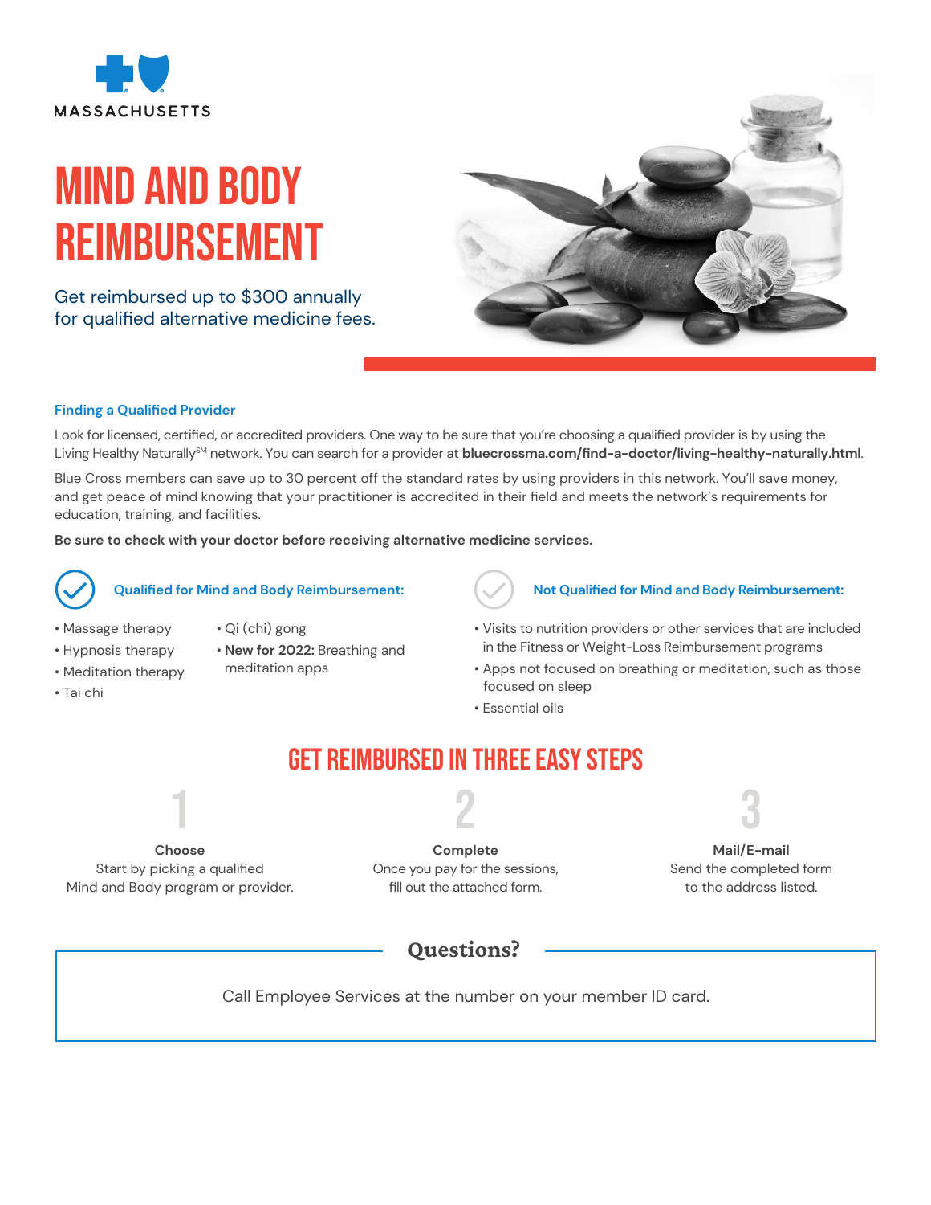MASSACHUSETTS

# MIND AND BODY REIMBURSEMENT

Get reimbursed up to $300 annually for qualified alternative medicine fees.

### Finding a Qualified Provider

Look for licensed, certified, or accredited providers. One way to be sure that you're choosing a qualified provider is by using the Living Healthy Naturally[SM] network. You can search for a provider at **bluecrossma.com/find-a-doctor/living-healthy-naturally.html**.

Blue Cross members can save up to 30 percent off the standard rates by using providers in this network. You'll save money, and get peace of mind knowing that your practitioner is accredited in their field and meets the network's requirements for education, training, and facilities.

**Be sure to check with your doctor before receiving alternative medicine services.**

### Qualified for Mind and Body Reimbursement:

- Massage therapy
- Hypnosis therapy
- Meditation therapy
- Tai chi
- Qi (chi) gong
- **New for 2022:** Breathing and meditation apps

### Not Qualified for Mind and Body Reimbursement:

- Visits to nutrition providers or other services that are included in the Fitness or Weight-Loss Reimbursement programs
- Apps not focused on breathing or meditation, such as those focused on sleep
- Essential oils

## GET REIMBURSED IN THREE EASY STEPS

**1**

**Choose**
Start by picking a qualified Mind and Body program or provider.

**2**

**Complete**
Once you pay for the sessions, fill out the attached form.

**3**

**Mail/E-mail**
Send the completed form to the address listed.

## Questions?

Call Employee Services at the number on your member ID card.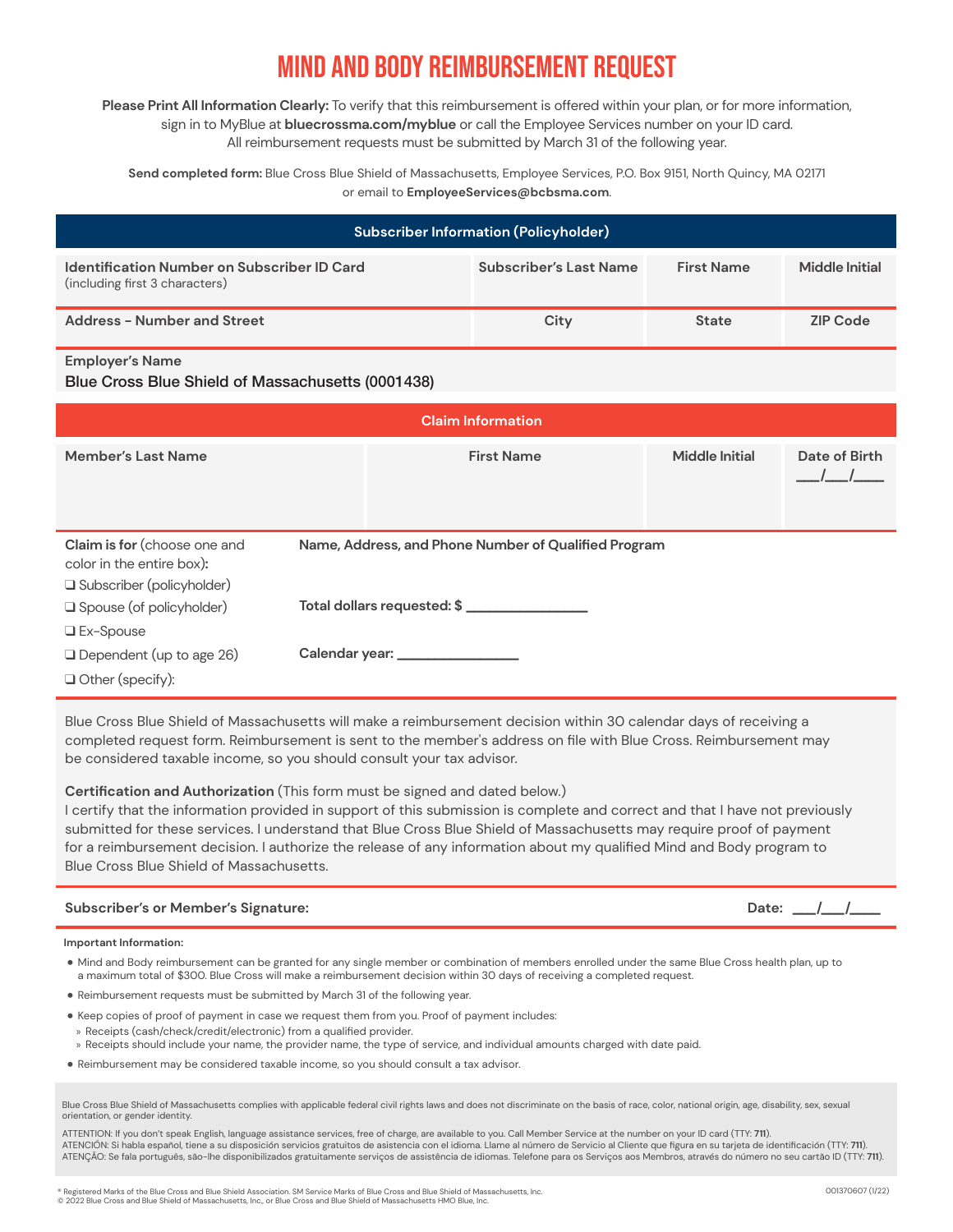# MIND AND BODY REIMBURSEMENT REQUEST

**Please Print All Information Clearly:** To verify that this reimbursement is offered within your plan, or for more information, sign in to MyBlue at **bluecrossma.com/myblue** or call the Employee Services number on your ID card. All reimbursement requests must be submitted by March 31 of the following year.

**Send completed form:** Blue Cross Blue Shield of Massachusetts, Employee Services, P.O. Box 9151, North Quincy, MA 02171 or email to **EmployeeServices@bcbsma.com**.

## Subscriber Information (Policyholder)

| Identification Number on Subscriber ID Card (including first 3 characters) | Subscriber's Last Name | First Name | Middle Initial |
|---|---|---|---|
| | | | |

| Address – Number and Street | City | State | ZIP Code |
|---|---|---|---|
| | | | |

**Employer's Name**
Blue Cross Blue Shield of Massachusetts (0001438)

## Claim Information

| Member's Last Name | First Name | Middle Initial | Date of Birth ___/___/____ |
|---|---|---|---|
| | | | |

**Claim is for** (choose one and color in the entire box)**:**

- ❑ Subscriber (policyholder)
- ❑ Spouse (of policyholder)
- ❑ Ex-Spouse
- ❑ Dependent (up to age 26)
- ❑ Other (specify):

**Name, Address, and Phone Number of Qualified Program**

**Total dollars requested: $ ________________**

**Calendar year: ________________**

Blue Cross Blue Shield of Massachusetts will make a reimbursement decision within 30 calendar days of receiving a completed request form. Reimbursement is sent to the member's address on file with Blue Cross. Reimbursement may be considered taxable income, so you should consult your tax advisor.

**Certification and Authorization** (This form must be signed and dated below.)
I certify that the information provided in support of this submission is complete and correct and that I have not previously submitted for these services. I understand that Blue Cross Blue Shield of Massachusetts may require proof of payment for a reimbursement decision. I authorize the release of any information about my qualified Mind and Body program to Blue Cross Blue Shield of Massachusetts.

**Subscriber's or Member's Signature:** **Date:** ___/___/____

**Important Information:**

- Mind and Body reimbursement can be granted for any single member or combination of members enrolled under the same Blue Cross health plan, up to a maximum total of $300. Blue Cross will make a reimbursement decision within 30 days of receiving a completed request.
- Reimbursement requests must be submitted by March 31 of the following year.
- Keep copies of proof of payment in case we request them from you. Proof of payment includes:
  - Receipts (cash/check/credit/electronic) from a qualified provider.
  - Receipts should include your name, the provider name, the type of service, and individual amounts charged with date paid.
- Reimbursement may be considered taxable income, so you should consult a tax advisor.

Blue Cross Blue Shield of Massachusetts complies with applicable federal civil rights laws and does not discriminate on the basis of race, color, national origin, age, disability, sex, sexual orientation, or gender identity.

ATTENTION: If you don't speak English, language assistance services, free of charge, are available to you. Call Member Service at the number on your ID card (TTY: **711**).
ATENCIÓN: Si habla español, tiene a su disposición servicios gratuitos de asistencia con el idioma. Llame al número de Servicio al Cliente que figura en su tarjeta de identificación (TTY: **711**).
ATENÇÃO: Se fala português, são-lhe disponibilizados gratuitamente serviços de assistência de idiomas. Telefone para os Serviços aos Membros, através do número no seu cartão ID (TTY: **711**).

® Registered Marks of the Blue Cross and Blue Shield Association. SM Service Marks of Blue Cross and Blue Shield of Massachusetts, Inc.
© 2022 Blue Cross and Blue Shield of Massachusetts, Inc., or Blue Cross and Blue Shield of Massachusetts HMO Blue, Inc.

001370607 (1/22)